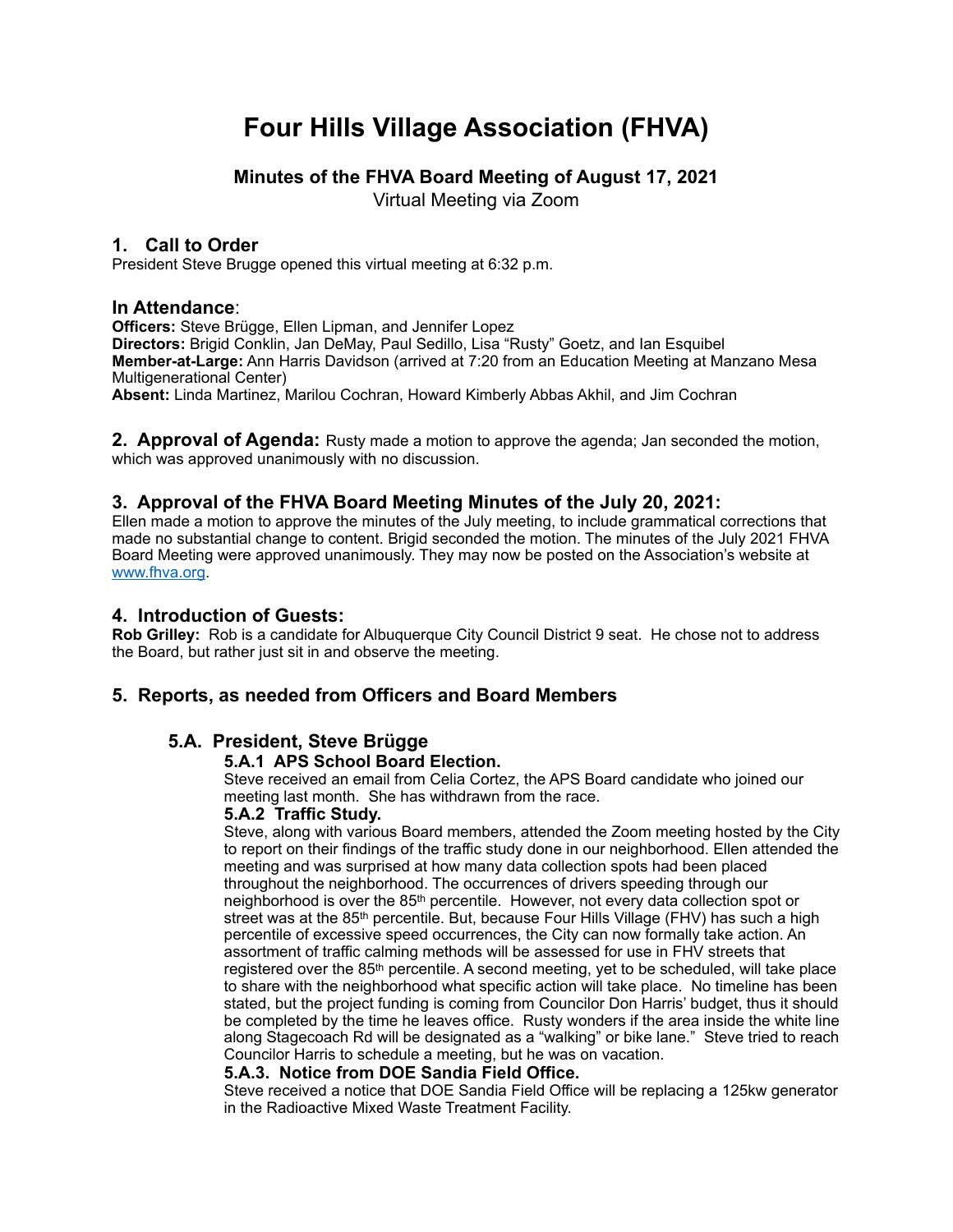# Four Hills Village Association (FHVA)

## Minutes of the FHVA Board Meeting of August 17, 2021

Virtual Meeting via Zoom

## 1. Call to Order

President Steve Brugge opened this virtual meeting at 6:32 p.m.

### In Attendance:

**Officers:** Steve Brügge, Ellen Lipman, and Jennifer Lopez
**Directors:** Brigid Conklin, Jan DeMay, Paul Sedillo, Lisa "Rusty" Goetz, and Ian Esquibel
**Member-at-Large:** Ann Harris Davidson (arrived at 7:20 from an Education Meeting at Manzano Mesa Multigenerational Center)
**Absent:** Linda Martinez, Marilou Cochran, Howard Kimberly Abbas Akhil, and Jim Cochran

## 2. Approval of Agenda:

Rusty made a motion to approve the agenda; Jan seconded the motion, which was approved unanimously with no discussion.

## 3. Approval of the FHVA Board Meeting Minutes of the July 20, 2021:

Ellen made a motion to approve the minutes of the July meeting, to include grammatical corrections that made no substantial change to content. Brigid seconded the motion. The minutes of the July 2021 FHVA Board Meeting were approved unanimously. They may now be posted on the Association's website at www.fhva.org.

## 4. Introduction of Guests:

**Rob Grilley:** Rob is a candidate for Albuquerque City Council District 9 seat. He chose not to address the Board, but rather just sit in and observe the meeting.

## 5. Reports, as needed from Officers and Board Members

### 5.A. President, Steve Brügge

#### 5.A.1 APS School Board Election.

Steve received an email from Celia Cortez, the APS Board candidate who joined our meeting last month. She has withdrawn from the race.

#### 5.A.2 Traffic Study.

Steve, along with various Board members, attended the Zoom meeting hosted by the City to report on their findings of the traffic study done in our neighborhood. Ellen attended the meeting and was surprised at how many data collection spots had been placed throughout the neighborhood. The occurrences of drivers speeding through our neighborhood is over the 85th percentile. However, not every data collection spot or street was at the 85th percentile. But, because Four Hills Village (FHV) has such a high percentile of excessive speed occurrences, the City can now formally take action. An assortment of traffic calming methods will be assessed for use in FHV streets that registered over the 85th percentile. A second meeting, yet to be scheduled, will take place to share with the neighborhood what specific action will take place. No timeline has been stated, but the project funding is coming from Councilor Don Harris' budget, thus it should be completed by the time he leaves office. Rusty wonders if the area inside the white line along Stagecoach Rd will be designated as a "walking" or bike lane." Steve tried to reach Councilor Harris to schedule a meeting, but he was on vacation.

#### 5.A.3. Notice from DOE Sandia Field Office.

Steve received a notice that DOE Sandia Field Office will be replacing a 125kw generator in the Radioactive Mixed Waste Treatment Facility.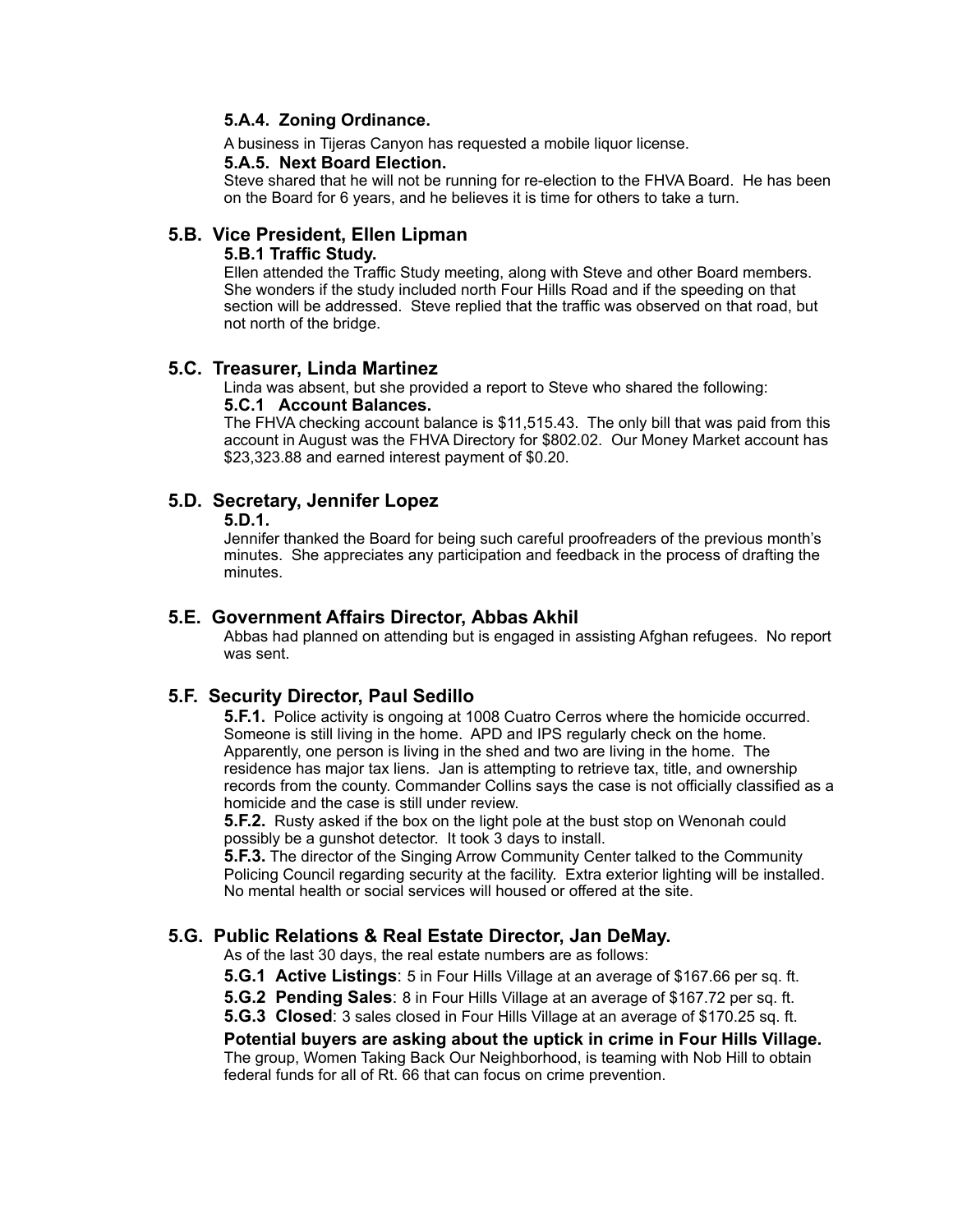#### 5.A.4. Zoning Ordinance.

A business in Tijeras Canyon has requested a mobile liquor license.

#### 5.A.5. Next Board Election.

Steve shared that he will not be running for re-election to the FHVA Board. He has been on the Board for 6 years, and he believes it is time for others to take a turn.

### 5.B. Vice President, Ellen Lipman

#### 5.B.1 Traffic Study.

Ellen attended the Traffic Study meeting, along with Steve and other Board members. She wonders if the study included north Four Hills Road and if the speeding on that section will be addressed. Steve replied that the traffic was observed on that road, but not north of the bridge.

### 5.C. Treasurer, Linda Martinez

Linda was absent, but she provided a report to Steve who shared the following:

#### 5.C.1 Account Balances.

The FHVA checking account balance is $11,515.43. The only bill that was paid from this account in August was the FHVA Directory for $802.02. Our Money Market account has $23,323.88 and earned interest payment of $0.20.

### 5.D. Secretary, Jennifer Lopez

#### 5.D.1.

Jennifer thanked the Board for being such careful proofreaders of the previous month's minutes. She appreciates any participation and feedback in the process of drafting the minutes.

### 5.E. Government Affairs Director, Abbas Akhil

Abbas had planned on attending but is engaged in assisting Afghan refugees. No report was sent.

### 5.F. Security Director, Paul Sedillo

**5.F.1.** Police activity is ongoing at 1008 Cuatro Cerros where the homicide occurred. Someone is still living in the home. APD and IPS regularly check on the home. Apparently, one person is living in the shed and two are living in the home. The residence has major tax liens. Jan is attempting to retrieve tax, title, and ownership records from the county. Commander Collins says the case is not officially classified as a homicide and the case is still under review.

**5.F.2.** Rusty asked if the box on the light pole at the bust stop on Wenonah could possibly be a gunshot detector. It took 3 days to install.

**5.F.3.** The director of the Singing Arrow Community Center talked to the Community Policing Council regarding security at the facility. Extra exterior lighting will be installed. No mental health or social services will housed or offered at the site.

### 5.G. Public Relations & Real Estate Director, Jan DeMay.

As of the last 30 days, the real estate numbers are as follows:

**5.G.1 Active Listings**: 5 in Four Hills Village at an average of $167.66 per sq. ft.

**5.G.2 Pending Sales**: 8 in Four Hills Village at an average of $167.72 per sq. ft.

**5.G.3 Closed**: 3 sales closed in Four Hills Village at an average of $170.25 sq. ft.

**Potential buyers are asking about the uptick in crime in Four Hills Village.**

The group, Women Taking Back Our Neighborhood, is teaming with Nob Hill to obtain federal funds for all of Rt. 66 that can focus on crime prevention.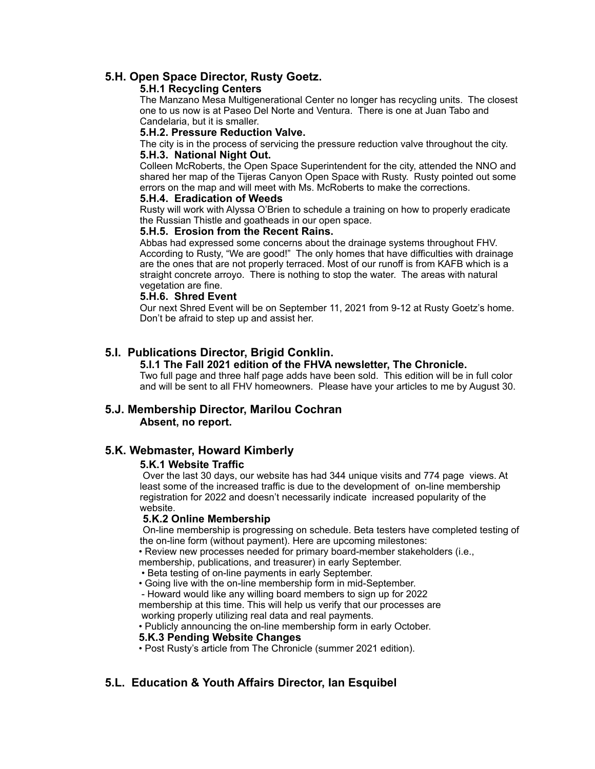## 5.H. Open Space Director, Rusty Goetz.

### 5.H.1 Recycling Centers

The Manzano Mesa Multigenerational Center no longer has recycling units. The closest one to us now is at Paseo Del Norte and Ventura. There is one at Juan Tabo and Candelaria, but it is smaller.

### 5.H.2. Pressure Reduction Valve.

The city is in the process of servicing the pressure reduction valve throughout the city.

### 5.H.3. National Night Out.

Colleen McRoberts, the Open Space Superintendent for the city, attended the NNO and shared her map of the Tijeras Canyon Open Space with Rusty. Rusty pointed out some errors on the map and will meet with Ms. McRoberts to make the corrections.

### 5.H.4. Eradication of Weeds

Rusty will work with Alyssa O'Brien to schedule a training on how to properly eradicate the Russian Thistle and goatheads in our open space.

### 5.H.5. Erosion from the Recent Rains.

Abbas had expressed some concerns about the drainage systems throughout FHV. According to Rusty, "We are good!" The only homes that have difficulties with drainage are the ones that are not properly terraced. Most of our runoff is from KAFB which is a straight concrete arroyo. There is nothing to stop the water. The areas with natural vegetation are fine.

### 5.H.6. Shred Event

Our next Shred Event will be on September 11, 2021 from 9-12 at Rusty Goetz's home. Don't be afraid to step up and assist her.

## 5.I. Publications Director, Brigid Conklin.

### 5.I.1 The Fall 2021 edition of the FHVA newsletter, The Chronicle.

Two full page and three half page adds have been sold. This edition will be in full color and will be sent to all FHV homeowners. Please have your articles to me by August 30.

## 5.J. Membership Director, Marilou Cochran

**Absent, no report.**

## 5.K. Webmaster, Howard Kimberly

### 5.K.1 Website Traffic

Over the last 30 days, our website has had 344 unique visits and 774 page views. At least some of the increased traffic is due to the development of on-line membership registration for 2022 and doesn't necessarily indicate increased popularity of the website.

### 5.K.2 Online Membership

On-line membership is progressing on schedule. Beta testers have completed testing of the on-line form (without payment). Here are upcoming milestones:

- Review new processes needed for primary board-member stakeholders (i.e., membership, publications, and treasurer) in early September.
- Beta testing of on-line payments in early September.
- Going live with the on-line membership form in mid-September.
  - Howard would like any willing board members to sign up for 2022 membership at this time. This will help us verify that our processes are working properly utilizing real data and real payments.
- Publicly announcing the on-line membership form in early October.

### 5.K.3 Pending Website Changes

- Post Rusty's article from The Chronicle (summer 2021 edition).

## 5.L. Education & Youth Affairs Director, Ian Esquibel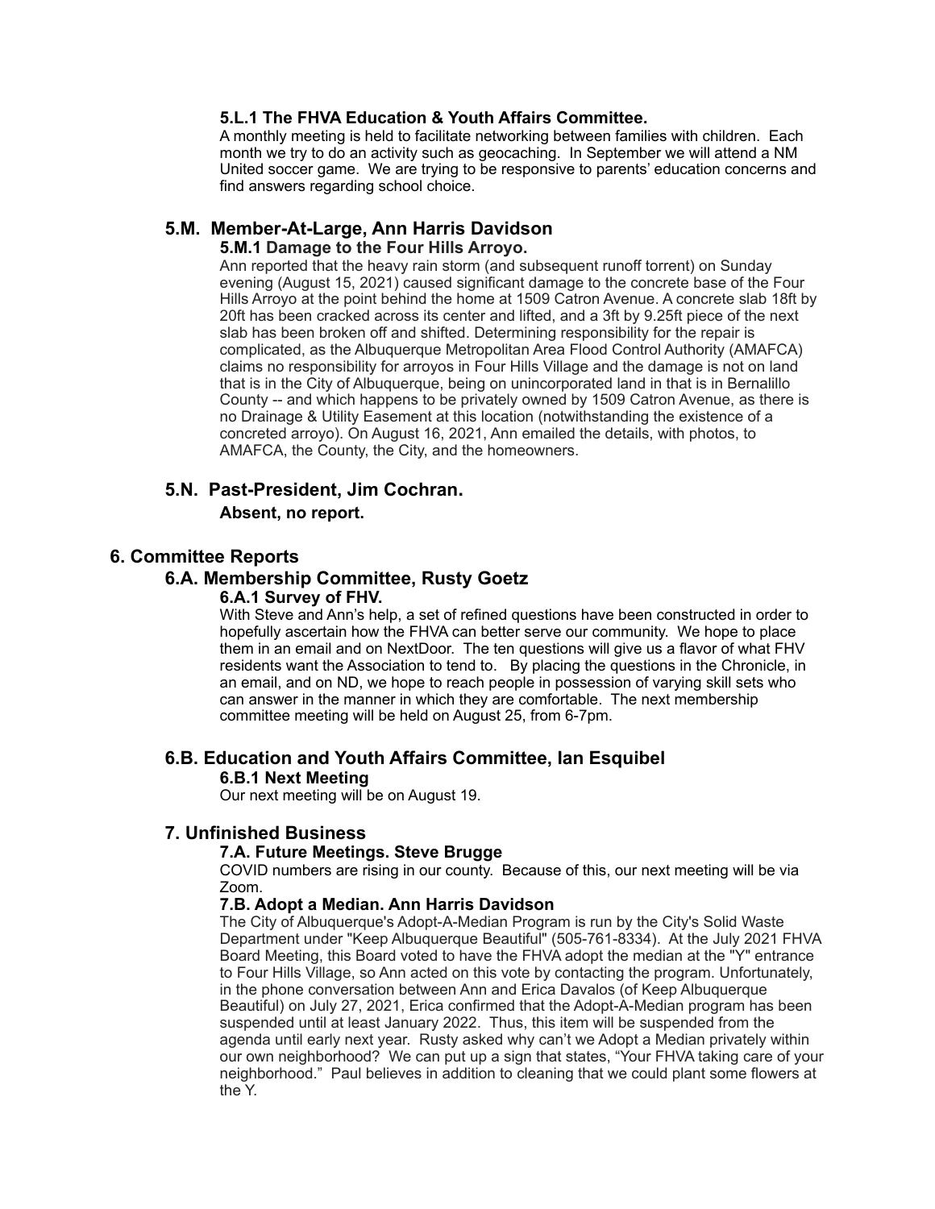#### 5.L.1 The FHVA Education & Youth Affairs Committee.

A monthly meeting is held to facilitate networking between families with children. Each month we try to do an activity such as geocaching. In September we will attend a NM United soccer game. We are trying to be responsive to parents' education concerns and find answers regarding school choice.

### 5.M. Member-At-Large, Ann Harris Davidson

#### 5.M.1 Damage to the Four Hills Arroyo.

Ann reported that the heavy rain storm (and subsequent runoff torrent) on Sunday evening (August 15, 2021) caused significant damage to the concrete base of the Four Hills Arroyo at the point behind the home at 1509 Catron Avenue. A concrete slab 18ft by 20ft has been cracked across its center and lifted, and a 3ft by 9.25ft piece of the next slab has been broken off and shifted. Determining responsibility for the repair is complicated, as the Albuquerque Metropolitan Area Flood Control Authority (AMAFCA) claims no responsibility for arroyos in Four Hills Village and the damage is not on land that is in the City of Albuquerque, being on unincorporated land in that is in Bernalillo County -- and which happens to be privately owned by 1509 Catron Avenue, as there is no Drainage & Utility Easement at this location (notwithstanding the existence of a concreted arroyo). On August 16, 2021, Ann emailed the details, with photos, to AMAFCA, the County, the City, and the homeowners.

### 5.N. Past-President, Jim Cochran.

**Absent, no report.**

## 6. Committee Reports

### 6.A. Membership Committee, Rusty Goetz

#### 6.A.1 Survey of FHV.

With Steve and Ann's help, a set of refined questions have been constructed in order to hopefully ascertain how the FHVA can better serve our community. We hope to place them in an email and on NextDoor. The ten questions will give us a flavor of what FHV residents want the Association to tend to. By placing the questions in the Chronicle, in an email, and on ND, we hope to reach people in possession of varying skill sets who can answer in the manner in which they are comfortable. The next membership committee meeting will be held on August 25, from 6-7pm.

### 6.B. Education and Youth Affairs Committee, Ian Esquibel

#### 6.B.1 Next Meeting

Our next meeting will be on August 19.

## 7. Unfinished Business

#### 7.A. Future Meetings. Steve Brugge

COVID numbers are rising in our county. Because of this, our next meeting will be via Zoom.

#### 7.B. Adopt a Median. Ann Harris Davidson

The City of Albuquerque's Adopt-A-Median Program is run by the City's Solid Waste Department under "Keep Albuquerque Beautiful" (505-761-8334). At the July 2021 FHVA Board Meeting, this Board voted to have the FHVA adopt the median at the "Y" entrance to Four Hills Village, so Ann acted on this vote by contacting the program. Unfortunately, in the phone conversation between Ann and Erica Davalos (of Keep Albuquerque Beautiful) on July 27, 2021, Erica confirmed that the Adopt-A-Median program has been suspended until at least January 2022. Thus, this item will be suspended from the agenda until early next year. Rusty asked why can't we Adopt a Median privately within our own neighborhood? We can put up a sign that states, "Your FHVA taking care of your neighborhood." Paul believes in addition to cleaning that we could plant some flowers at the Y.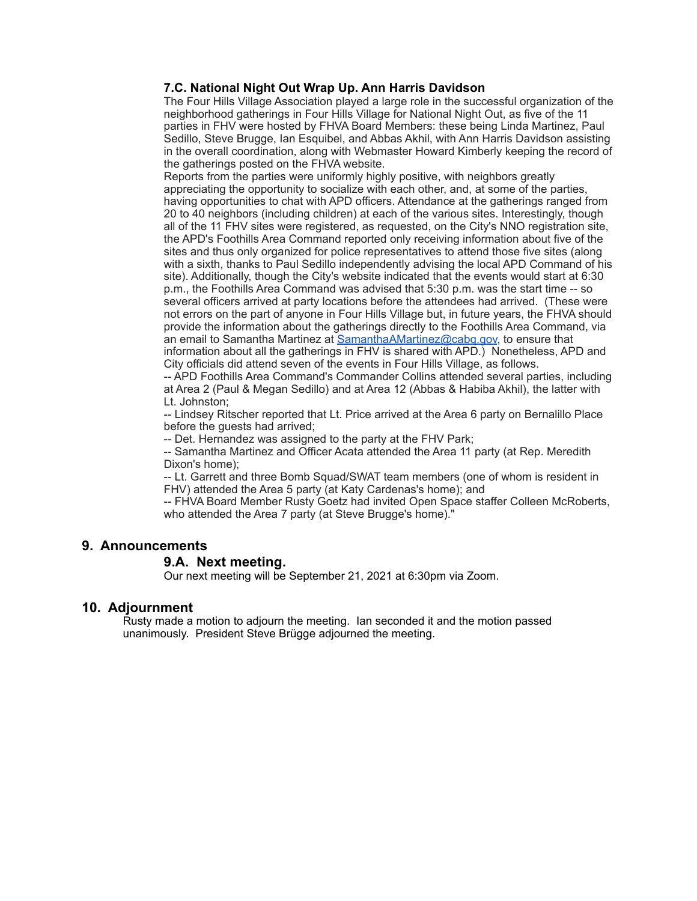### 7.C. National Night Out Wrap Up. Ann Harris Davidson

The Four Hills Village Association played a large role in the successful organization of the neighborhood gatherings in Four Hills Village for National Night Out, as five of the 11 parties in FHV were hosted by FHVA Board Members: these being Linda Martinez, Paul Sedillo, Steve Brugge, Ian Esquibel, and Abbas Akhil, with Ann Harris Davidson assisting in the overall coordination, along with Webmaster Howard Kimberly keeping the record of the gatherings posted on the FHVA website.

Reports from the parties were uniformly highly positive, with neighbors greatly appreciating the opportunity to socialize with each other, and, at some of the parties, having opportunities to chat with APD officers. Attendance at the gatherings ranged from 20 to 40 neighbors (including children) at each of the various sites. Interestingly, though all of the 11 FHV sites were registered, as requested, on the City's NNO registration site, the APD's Foothills Area Command reported only receiving information about five of the sites and thus only organized for police representatives to attend those five sites (along with a sixth, thanks to Paul Sedillo independently advising the local APD Command of his site). Additionally, though the City's website indicated that the events would start at 6:30 p.m., the Foothills Area Command was advised that 5:30 p.m. was the start time -- so several officers arrived at party locations before the attendees had arrived. (These were not errors on the part of anyone in Four Hills Village but, in future years, the FHVA should provide the information about the gatherings directly to the Foothills Area Command, via an email to Samantha Martinez at SamanthaAMartinez@cabq.gov, to ensure that information about all the gatherings in FHV is shared with APD.) Nonetheless, APD and City officials did attend seven of the events in Four Hills Village, as follows.

-- APD Foothills Area Command's Commander Collins attended several parties, including at Area 2 (Paul & Megan Sedillo) and at Area 12 (Abbas & Habiba Akhil), the latter with Lt. Johnston;

-- Lindsey Ritscher reported that Lt. Price arrived at the Area 6 party on Bernalillo Place before the guests had arrived;

-- Det. Hernandez was assigned to the party at the FHV Park;

-- Samantha Martinez and Officer Acata attended the Area 11 party (at Rep. Meredith Dixon's home);

-- Lt. Garrett and three Bomb Squad/SWAT team members (one of whom is resident in FHV) attended the Area 5 party (at Katy Cardenas's home); and

-- FHVA Board Member Rusty Goetz had invited Open Space staffer Colleen McRoberts, who attended the Area 7 party (at Steve Brugge's home)."

## 9. Announcements

### 9.A. Next meeting.

Our next meeting will be September 21, 2021 at 6:30pm via Zoom.

## 10. Adjournment

Rusty made a motion to adjourn the meeting. Ian seconded it and the motion passed unanimously. President Steve Brügge adjourned the meeting.